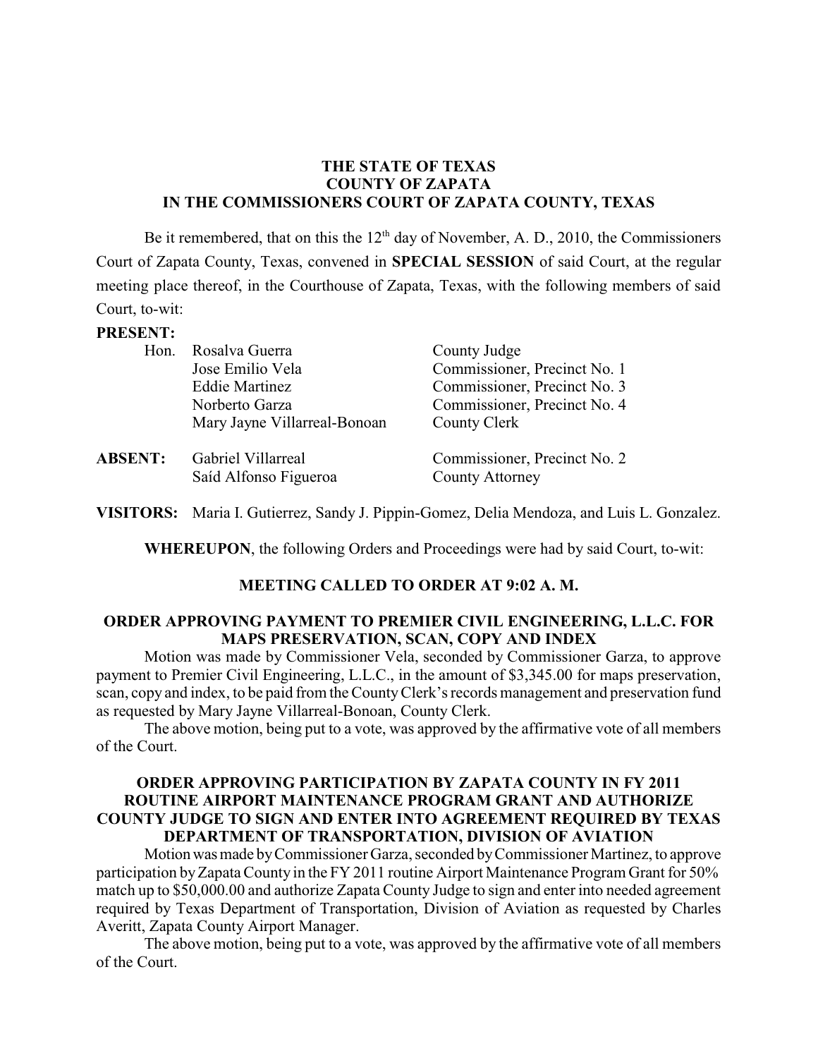**THE STATE OF TEXAS**
**COUNTY OF ZAPATA**
**IN THE COMMISSIONERS COURT OF ZAPATA COUNTY, TEXAS**

Be it remembered, that on this the 12th day of November, A. D., 2010, the Commissioners Court of Zapata County, Texas, convened in **SPECIAL SESSION** of said Court, at the regular meeting place thereof, in the Courthouse of Zapata, Texas, with the following members of said Court, to-wit:

**PRESENT:**

| | | |
|---|---|---|
| Hon. | Rosalva Guerra | County Judge |
| | Jose Emilio Vela | Commissioner, Precinct No. 1 |
| | Eddie Martinez | Commissioner, Precinct No. 3 |
| | Norberto Garza | Commissioner, Precinct No. 4 |
| | Mary Jayne Villarreal-Bonoan | County Clerk |
| **ABSENT:** | Gabriel Villarreal | Commissioner, Precinct No. 2 |
| | Saíd Alfonso Figueroa | County Attorney |

**VISITORS:** Maria I. Gutierrez, Sandy J. Pippin-Gomez, Delia Mendoza, and Luis L. Gonzalez.

**WHEREUPON**, the following Orders and Proceedings were had by said Court, to-wit:

**MEETING CALLED TO ORDER AT 9:02 A. M.**

**ORDER APPROVING PAYMENT TO PREMIER CIVIL ENGINEERING, L.L.C. FOR MAPS PRESERVATION, SCAN, COPY AND INDEX**

Motion was made by Commissioner Vela, seconded by Commissioner Garza, to approve payment to Premier Civil Engineering, L.L.C., in the amount of $3,345.00 for maps preservation, scan, copy and index, to be paid from the County Clerk's records management and preservation fund as requested by Mary Jayne Villarreal-Bonoan, County Clerk.

The above motion, being put to a vote, was approved by the affirmative vote of all members of the Court.

**ORDER APPROVING PARTICIPATION BY ZAPATA COUNTY IN FY 2011 ROUTINE AIRPORT MAINTENANCE PROGRAM GRANT AND AUTHORIZE COUNTY JUDGE TO SIGN AND ENTER INTO AGREEMENT REQUIRED BY TEXAS DEPARTMENT OF TRANSPORTATION, DIVISION OF AVIATION**

Motion was made by Commissioner Garza, seconded by Commissioner Martinez, to approve participation by Zapata County in the FY 2011 routine Airport Maintenance Program Grant for 50% match up to $50,000.00 and authorize Zapata County Judge to sign and enter into needed agreement required by Texas Department of Transportation, Division of Aviation as requested by Charles Averitt, Zapata County Airport Manager.

The above motion, being put to a vote, was approved by the affirmative vote of all members of the Court.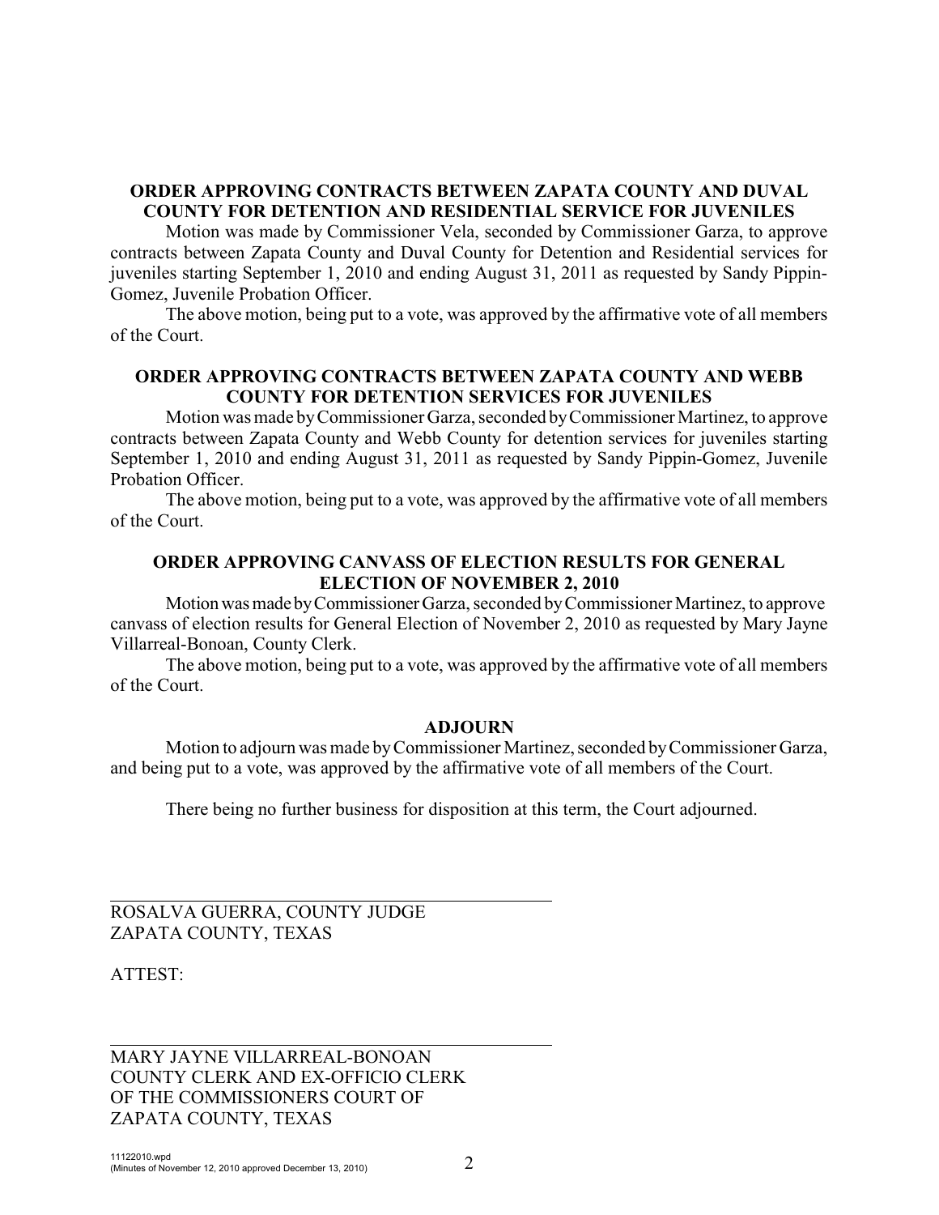**ORDER APPROVING CONTRACTS BETWEEN ZAPATA COUNTY AND DUVAL COUNTY FOR DETENTION AND RESIDENTIAL SERVICE FOR JUVENILES**

Motion was made by Commissioner Vela, seconded by Commissioner Garza, to approve contracts between Zapata County and Duval County for Detention and Residential services for juveniles starting September 1, 2010 and ending August 31, 2011 as requested by Sandy Pippin-Gomez, Juvenile Probation Officer.

The above motion, being put to a vote, was approved by the affirmative vote of all members of the Court.

**ORDER APPROVING CONTRACTS BETWEEN ZAPATA COUNTY AND WEBB COUNTY FOR DETENTION SERVICES FOR JUVENILES**

Motion was made by Commissioner Garza, seconded by Commissioner Martinez, to approve contracts between Zapata County and Webb County for detention services for juveniles starting September 1, 2010 and ending August 31, 2011 as requested by Sandy Pippin-Gomez, Juvenile Probation Officer.

The above motion, being put to a vote, was approved by the affirmative vote of all members of the Court.

**ORDER APPROVING CANVASS OF ELECTION RESULTS FOR GENERAL ELECTION OF NOVEMBER 2, 2010**

Motion was made by Commissioner Garza, seconded by Commissioner Martinez, to approve canvass of election results for General Election of November 2, 2010 as requested by Mary Jayne Villarreal-Bonoan, County Clerk.

The above motion, being put to a vote, was approved by the affirmative vote of all members of the Court.

**ADJOURN**

Motion to adjourn was made by Commissioner Martinez, seconded by Commissioner Garza, and being put to a vote, was approved by the affirmative vote of all members of the Court.

There being no further business for disposition at this term, the Court adjourned.

ROSALVA GUERRA, COUNTY JUDGE
ZAPATA COUNTY, TEXAS

ATTEST:

MARY JAYNE VILLARREAL-BONOAN
COUNTY CLERK AND EX-OFFICIO CLERK
OF THE COMMISSIONERS COURT OF
ZAPATA COUNTY, TEXAS

11122010.wpd
(Minutes of November 12, 2010 approved December 13, 2010)